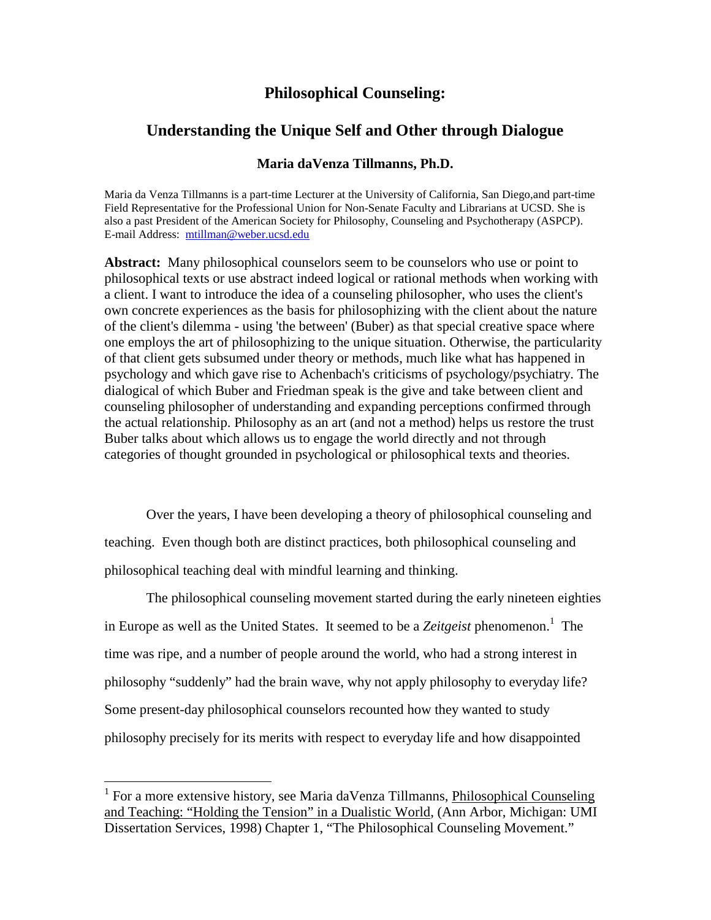# Philosophical Counseling:

## Understanding the Unique Self and Other through Dialogue

**Maria daVenza Tillmanns, Ph.D.**

Maria da Venza Tillmanns is a part-time Lecturer at the University of California, San Diego,and part-time Field Representative for the Professional Union for Non-Senate Faculty and Librarians at UCSD. She is also a past President of the American Society for Philosophy, Counseling and Psychotherapy (ASPCP). E-mail Address: mtillman@weber.ucsd.edu

**Abstract:** Many philosophical counselors seem to be counselors who use or point to philosophical texts or use abstract indeed logical or rational methods when working with a client. I want to introduce the idea of a counseling philosopher, who uses the client's own concrete experiences as the basis for philosophizing with the client about the nature of the client's dilemma - using 'the between' (Buber) as that special creative space where one employs the art of philosophizing to the unique situation. Otherwise, the particularity of that client gets subsumed under theory or methods, much like what has happened in psychology and which gave rise to Achenbach's criticisms of psychology/psychiatry. The dialogical of which Buber and Friedman speak is the give and take between client and counseling philosopher of understanding and expanding perceptions confirmed through the actual relationship. Philosophy as an art (and not a method) helps us restore the trust Buber talks about which allows us to engage the world directly and not through categories of thought grounded in psychological or philosophical texts and theories.

Over the years, I have been developing a theory of philosophical counseling and teaching. Even though both are distinct practices, both philosophical counseling and philosophical teaching deal with mindful learning and thinking.

The philosophical counseling movement started during the early nineteen eighties in Europe as well as the United States. It seemed to be a *Zeitgeist* phenomenon.[1] The time was ripe, and a number of people around the world, who had a strong interest in philosophy "suddenly" had the brain wave, why not apply philosophy to everyday life? Some present-day philosophical counselors recounted how they wanted to study philosophy precisely for its merits with respect to everyday life and how disappointed

---

[1] For a more extensive history, see Maria daVenza Tillmanns, Philosophical Counseling and Teaching: "Holding the Tension" in a Dualistic World, (Ann Arbor, Michigan: UMI Dissertation Services, 1998) Chapter 1, "The Philosophical Counseling Movement."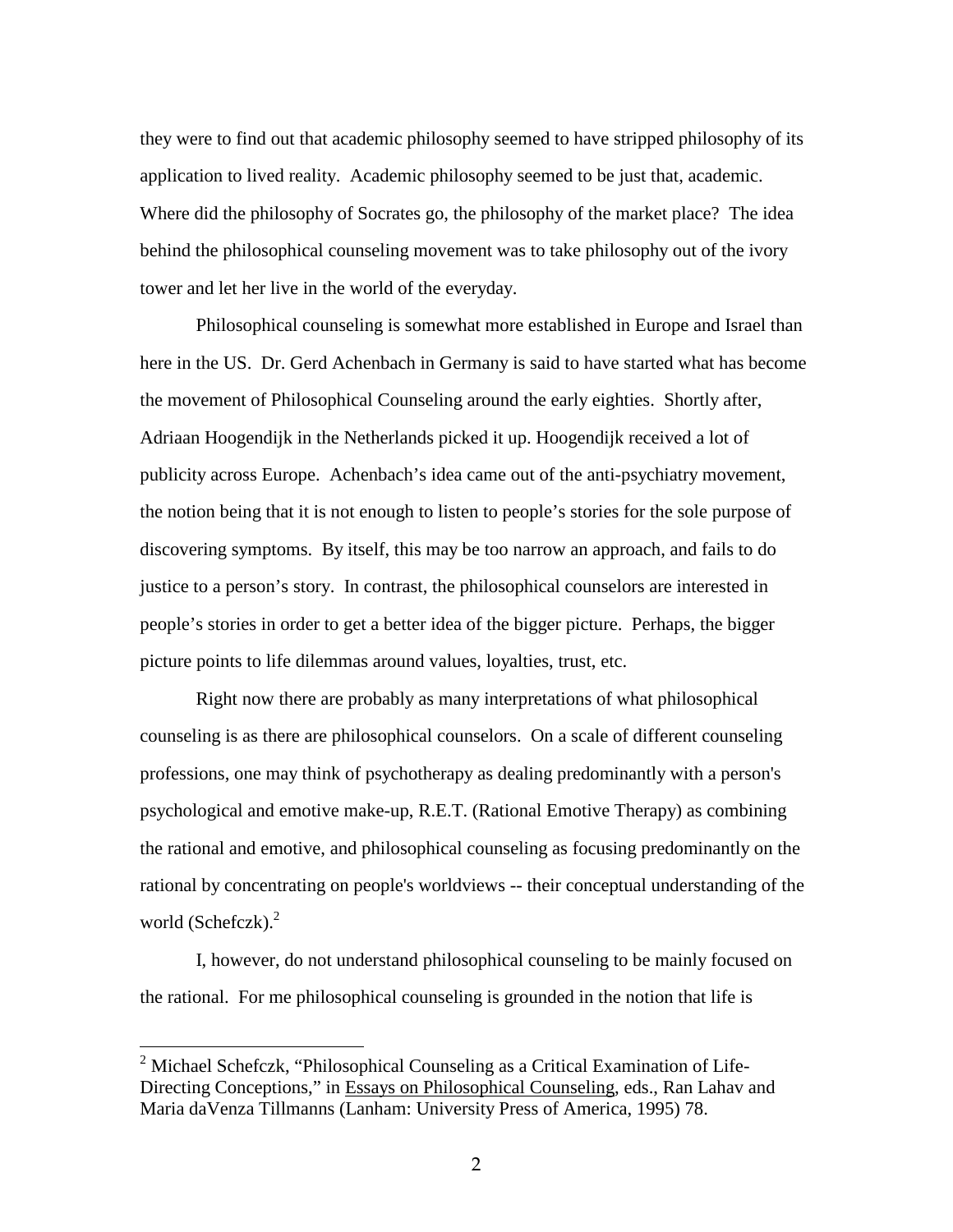they were to find out that academic philosophy seemed to have stripped philosophy of its application to lived reality. Academic philosophy seemed to be just that, academic. Where did the philosophy of Socrates go, the philosophy of the market place? The idea behind the philosophical counseling movement was to take philosophy out of the ivory tower and let her live in the world of the everyday.

Philosophical counseling is somewhat more established in Europe and Israel than here in the US. Dr. Gerd Achenbach in Germany is said to have started what has become the movement of Philosophical Counseling around the early eighties. Shortly after, Adriaan Hoogendijk in the Netherlands picked it up. Hoogendijk received a lot of publicity across Europe. Achenbach's idea came out of the anti-psychiatry movement, the notion being that it is not enough to listen to people's stories for the sole purpose of discovering symptoms. By itself, this may be too narrow an approach, and fails to do justice to a person's story. In contrast, the philosophical counselors are interested in people's stories in order to get a better idea of the bigger picture. Perhaps, the bigger picture points to life dilemmas around values, loyalties, trust, etc.

Right now there are probably as many interpretations of what philosophical counseling is as there are philosophical counselors. On a scale of different counseling professions, one may think of psychotherapy as dealing predominantly with a person's psychological and emotive make-up, R.E.T. (Rational Emotive Therapy) as combining the rational and emotive, and philosophical counseling as focusing predominantly on the rational by concentrating on people's worldviews -- their conceptual understanding of the world (Schefczk).[2]

I, however, do not understand philosophical counseling to be mainly focused on the rational. For me philosophical counseling is grounded in the notion that life is

[2] Michael Schefczk, "Philosophical Counseling as a Critical Examination of Life-Directing Conceptions," in Essays on Philosophical Counseling, eds., Ran Lahav and Maria daVenza Tillmanns (Lanham: University Press of America, 1995) 78.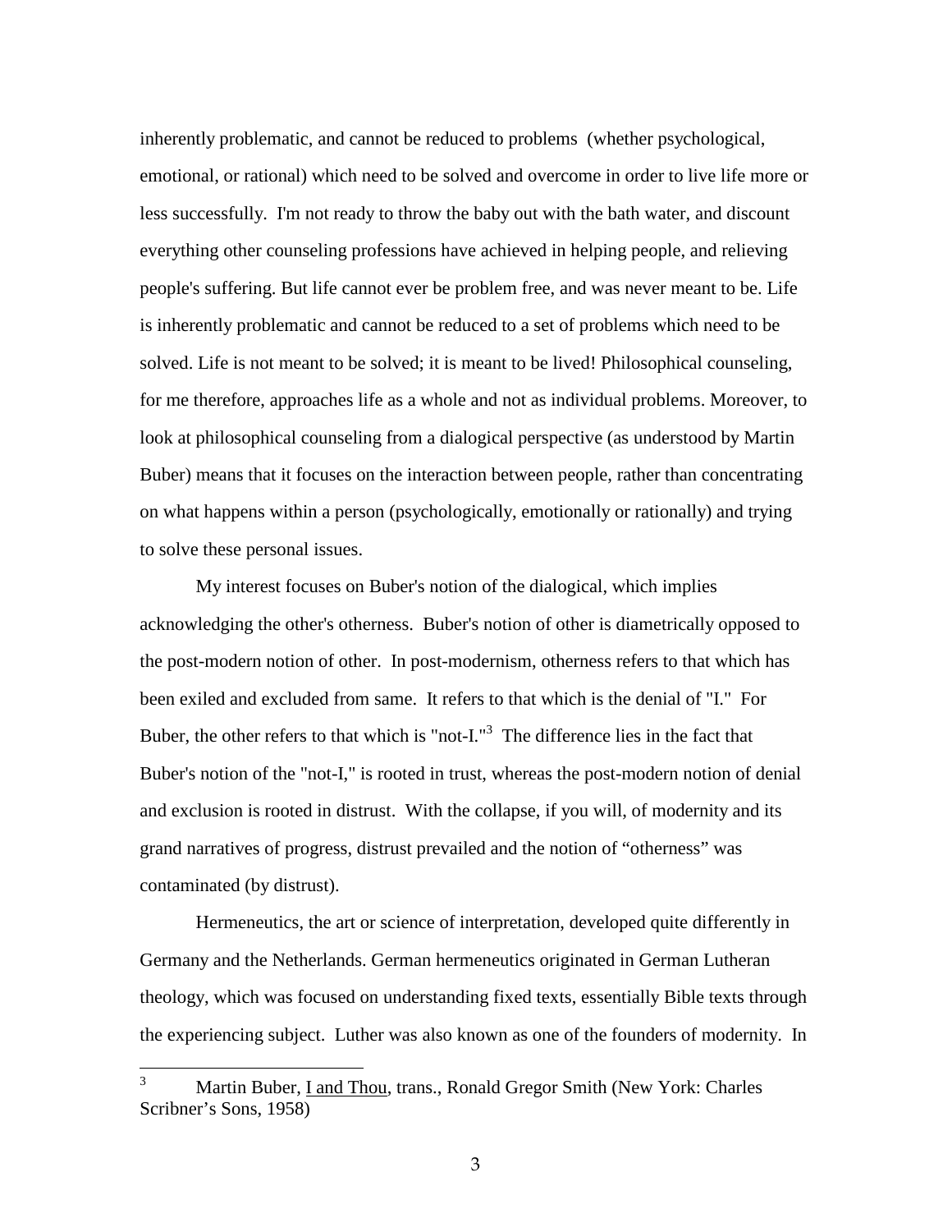inherently problematic, and cannot be reduced to problems (whether psychological, emotional, or rational) which need to be solved and overcome in order to live life more or less successfully. I'm not ready to throw the baby out with the bath water, and discount everything other counseling professions have achieved in helping people, and relieving people's suffering. But life cannot ever be problem free, and was never meant to be. Life is inherently problematic and cannot be reduced to a set of problems which need to be solved. Life is not meant to be solved; it is meant to be lived! Philosophical counseling, for me therefore, approaches life as a whole and not as individual problems. Moreover, to look at philosophical counseling from a dialogical perspective (as understood by Martin Buber) means that it focuses on the interaction between people, rather than concentrating on what happens within a person (psychologically, emotionally or rationally) and trying to solve these personal issues.

My interest focuses on Buber's notion of the dialogical, which implies acknowledging the other's otherness. Buber's notion of other is diametrically opposed to the post-modern notion of other. In post-modernism, otherness refers to that which has been exiled and excluded from same. It refers to that which is the denial of "I." For Buber, the other refers to that which is "not-I."[3] The difference lies in the fact that Buber's notion of the "not-I," is rooted in trust, whereas the post-modern notion of denial and exclusion is rooted in distrust. With the collapse, if you will, of modernity and its grand narratives of progress, distrust prevailed and the notion of “otherness” was contaminated (by distrust).

Hermeneutics, the art or science of interpretation, developed quite differently in Germany and the Netherlands. German hermeneutics originated in German Lutheran theology, which was focused on understanding fixed texts, essentially Bible texts through the experiencing subject. Luther was also known as one of the founders of modernity. In

---

[3] Martin Buber, I and Thou, trans., Ronald Gregor Smith (New York: Charles Scribner’s Sons, 1958)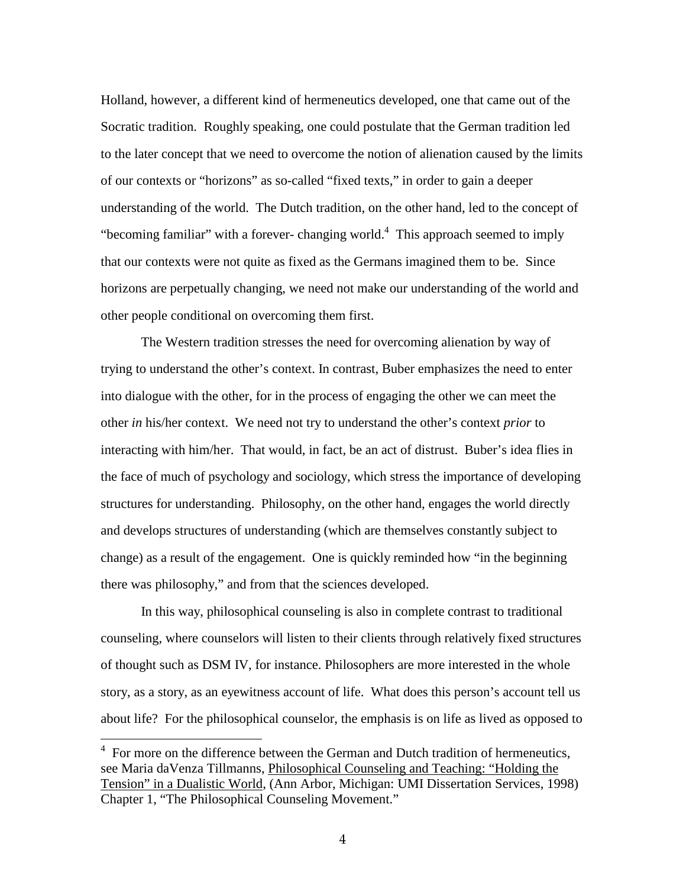Holland, however, a different kind of hermeneutics developed, one that came out of the Socratic tradition. Roughly speaking, one could postulate that the German tradition led to the later concept that we need to overcome the notion of alienation caused by the limits of our contexts or "horizons" as so-called "fixed texts," in order to gain a deeper understanding of the world. The Dutch tradition, on the other hand, led to the concept of "becoming familiar" with a forever- changing world.[4] This approach seemed to imply that our contexts were not quite as fixed as the Germans imagined them to be. Since horizons are perpetually changing, we need not make our understanding of the world and other people conditional on overcoming them first.

The Western tradition stresses the need for overcoming alienation by way of trying to understand the other's context. In contrast, Buber emphasizes the need to enter into dialogue with the other, for in the process of engaging the other we can meet the other *in* his/her context. We need not try to understand the other's context *prior* to interacting with him/her. That would, in fact, be an act of distrust. Buber's idea flies in the face of much of psychology and sociology, which stress the importance of developing structures for understanding. Philosophy, on the other hand, engages the world directly and develops structures of understanding (which are themselves constantly subject to change) as a result of the engagement. One is quickly reminded how "in the beginning there was philosophy," and from that the sciences developed.

In this way, philosophical counseling is also in complete contrast to traditional counseling, where counselors will listen to their clients through relatively fixed structures of thought such as DSM IV, for instance. Philosophers are more interested in the whole story, as a story, as an eyewitness account of life. What does this person's account tell us about life? For the philosophical counselor, the emphasis is on life as lived as opposed to

---

[4] For more on the difference between the German and Dutch tradition of hermeneutics, see Maria daVenza Tillmanns, Philosophical Counseling and Teaching: "Holding the Tension" in a Dualistic World, (Ann Arbor, Michigan: UMI Dissertation Services, 1998) Chapter 1, "The Philosophical Counseling Movement."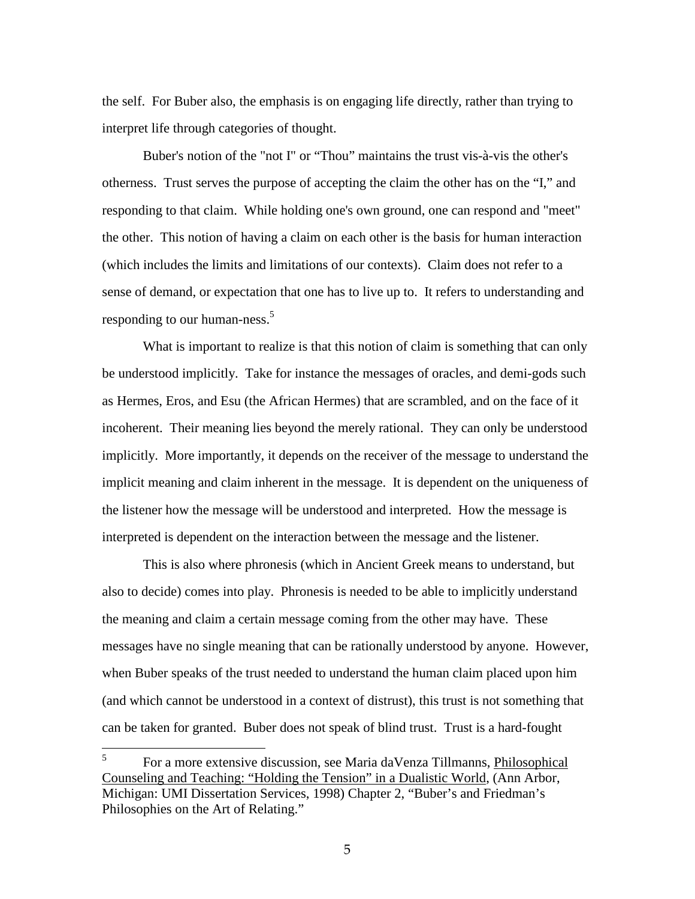the self. For Buber also, the emphasis is on engaging life directly, rather than trying to interpret life through categories of thought.

Buber's notion of the "not I" or "Thou" maintains the trust vis-à-vis the other's otherness. Trust serves the purpose of accepting the claim the other has on the "I," and responding to that claim. While holding one's own ground, one can respond and "meet" the other. This notion of having a claim on each other is the basis for human interaction (which includes the limits and limitations of our contexts). Claim does not refer to a sense of demand, or expectation that one has to live up to. It refers to understanding and responding to our human-ness.[5]

What is important to realize is that this notion of claim is something that can only be understood implicitly. Take for instance the messages of oracles, and demi-gods such as Hermes, Eros, and Esu (the African Hermes) that are scrambled, and on the face of it incoherent. Their meaning lies beyond the merely rational. They can only be understood implicitly. More importantly, it depends on the receiver of the message to understand the implicit meaning and claim inherent in the message. It is dependent on the uniqueness of the listener how the message will be understood and interpreted. How the message is interpreted is dependent on the interaction between the message and the listener.

This is also where phronesis (which in Ancient Greek means to understand, but also to decide) comes into play. Phronesis is needed to be able to implicitly understand the meaning and claim a certain message coming from the other may have. These messages have no single meaning that can be rationally understood by anyone. However, when Buber speaks of the trust needed to understand the human claim placed upon him (and which cannot be understood in a context of distrust), this trust is not something that can be taken for granted. Buber does not speak of blind trust. Trust is a hard-fought

---

[5] For a more extensive discussion, see Maria daVenza Tillmanns, Philosophical Counseling and Teaching: "Holding the Tension" in a Dualistic World, (Ann Arbor, Michigan: UMI Dissertation Services, 1998) Chapter 2, "Buber's and Friedman's Philosophies on the Art of Relating."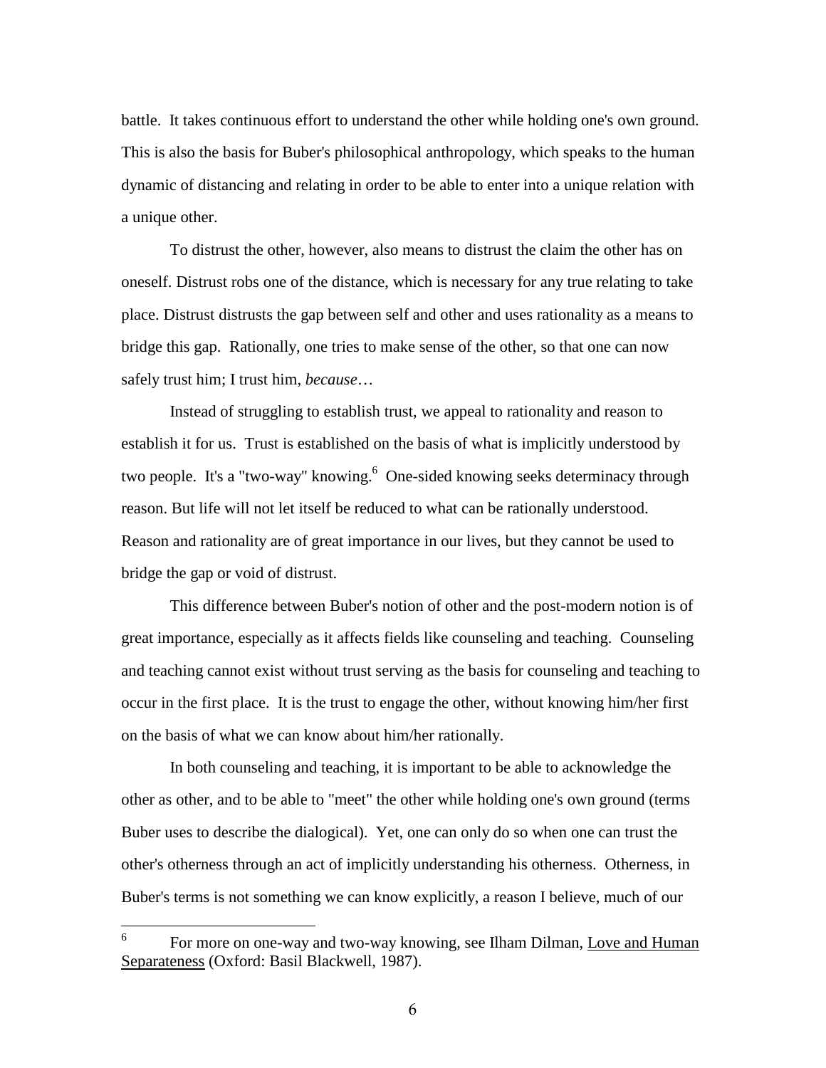battle. It takes continuous effort to understand the other while holding one's own ground. This is also the basis for Buber's philosophical anthropology, which speaks to the human dynamic of distancing and relating in order to be able to enter into a unique relation with a unique other.

To distrust the other, however, also means to distrust the claim the other has on oneself. Distrust robs one of the distance, which is necessary for any true relating to take place. Distrust distrusts the gap between self and other and uses rationality as a means to bridge this gap. Rationally, one tries to make sense of the other, so that one can now safely trust him; I trust him, *because*…

Instead of struggling to establish trust, we appeal to rationality and reason to establish it for us. Trust is established on the basis of what is implicitly understood by two people. It's a "two-way" knowing.[6] One-sided knowing seeks determinacy through reason. But life will not let itself be reduced to what can be rationally understood. Reason and rationality are of great importance in our lives, but they cannot be used to bridge the gap or void of distrust.

This difference between Buber's notion of other and the post-modern notion is of great importance, especially as it affects fields like counseling and teaching. Counseling and teaching cannot exist without trust serving as the basis for counseling and teaching to occur in the first place. It is the trust to engage the other, without knowing him/her first on the basis of what we can know about him/her rationally.

In both counseling and teaching, it is important to be able to acknowledge the other as other, and to be able to "meet" the other while holding one's own ground (terms Buber uses to describe the dialogical). Yet, one can only do so when one can trust the other's otherness through an act of implicitly understanding his otherness. Otherness, in Buber's terms is not something we can know explicitly, a reason I believe, much of our

---

[6] For more on one-way and two-way knowing, see Ilham Dilman, Love and Human Separateness (Oxford: Basil Blackwell, 1987).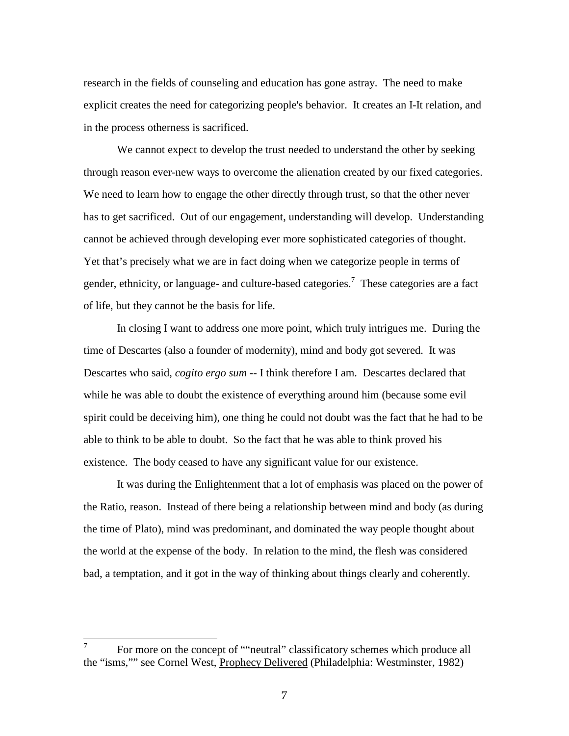research in the fields of counseling and education has gone astray. The need to make explicit creates the need for categorizing people's behavior. It creates an I-It relation, and in the process otherness is sacrificed.

We cannot expect to develop the trust needed to understand the other by seeking through reason ever-new ways to overcome the alienation created by our fixed categories. We need to learn how to engage the other directly through trust, so that the other never has to get sacrificed. Out of our engagement, understanding will develop. Understanding cannot be achieved through developing ever more sophisticated categories of thought. Yet that's precisely what we are in fact doing when we categorize people in terms of gender, ethnicity, or language- and culture-based categories.[7] These categories are a fact of life, but they cannot be the basis for life.

In closing I want to address one more point, which truly intrigues me. During the time of Descartes (also a founder of modernity), mind and body got severed. It was Descartes who said, *cogito ergo sum* -- I think therefore I am. Descartes declared that while he was able to doubt the existence of everything around him (because some evil spirit could be deceiving him), one thing he could not doubt was the fact that he had to be able to think to be able to doubt. So the fact that he was able to think proved his existence. The body ceased to have any significant value for our existence.

It was during the Enlightenment that a lot of emphasis was placed on the power of the Ratio, reason. Instead of there being a relationship between mind and body (as during the time of Plato), mind was predominant, and dominated the way people thought about the world at the expense of the body. In relation to the mind, the flesh was considered bad, a temptation, and it got in the way of thinking about things clearly and coherently.

---

[7] For more on the concept of ""neutral" classificatory schemes which produce all the "isms,"" see Cornel West, Prophecy Delivered (Philadelphia: Westminster, 1982)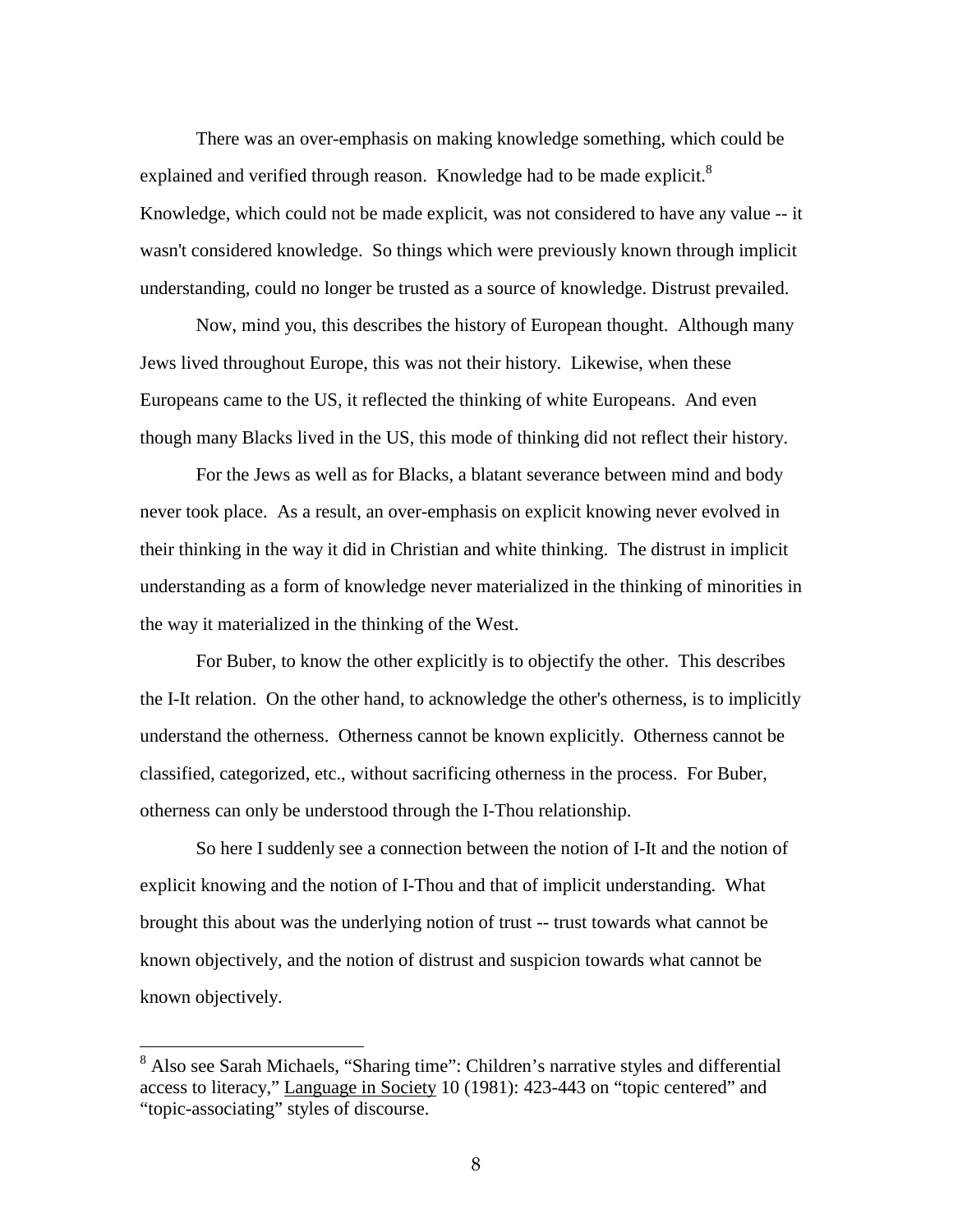There was an over-emphasis on making knowledge something, which could be explained and verified through reason. Knowledge had to be made explicit.[8] Knowledge, which could not be made explicit, was not considered to have any value -- it wasn't considered knowledge. So things which were previously known through implicit understanding, could no longer be trusted as a source of knowledge. Distrust prevailed.

Now, mind you, this describes the history of European thought. Although many Jews lived throughout Europe, this was not their history. Likewise, when these Europeans came to the US, it reflected the thinking of white Europeans. And even though many Blacks lived in the US, this mode of thinking did not reflect their history.

For the Jews as well as for Blacks, a blatant severance between mind and body never took place. As a result, an over-emphasis on explicit knowing never evolved in their thinking in the way it did in Christian and white thinking. The distrust in implicit understanding as a form of knowledge never materialized in the thinking of minorities in the way it materialized in the thinking of the West.

For Buber, to know the other explicitly is to objectify the other. This describes the I-It relation. On the other hand, to acknowledge the other's otherness, is to implicitly understand the otherness. Otherness cannot be known explicitly. Otherness cannot be classified, categorized, etc., without sacrificing otherness in the process. For Buber, otherness can only be understood through the I-Thou relationship.

So here I suddenly see a connection between the notion of I-It and the notion of explicit knowing and the notion of I-Thou and that of implicit understanding. What brought this about was the underlying notion of trust -- trust towards what cannot be known objectively, and the notion of distrust and suspicion towards what cannot be known objectively.

---

[8] Also see Sarah Michaels, "Sharing time": Children's narrative styles and differential access to literacy," Language in Society 10 (1981): 423-443 on "topic centered" and "topic-associating" styles of discourse.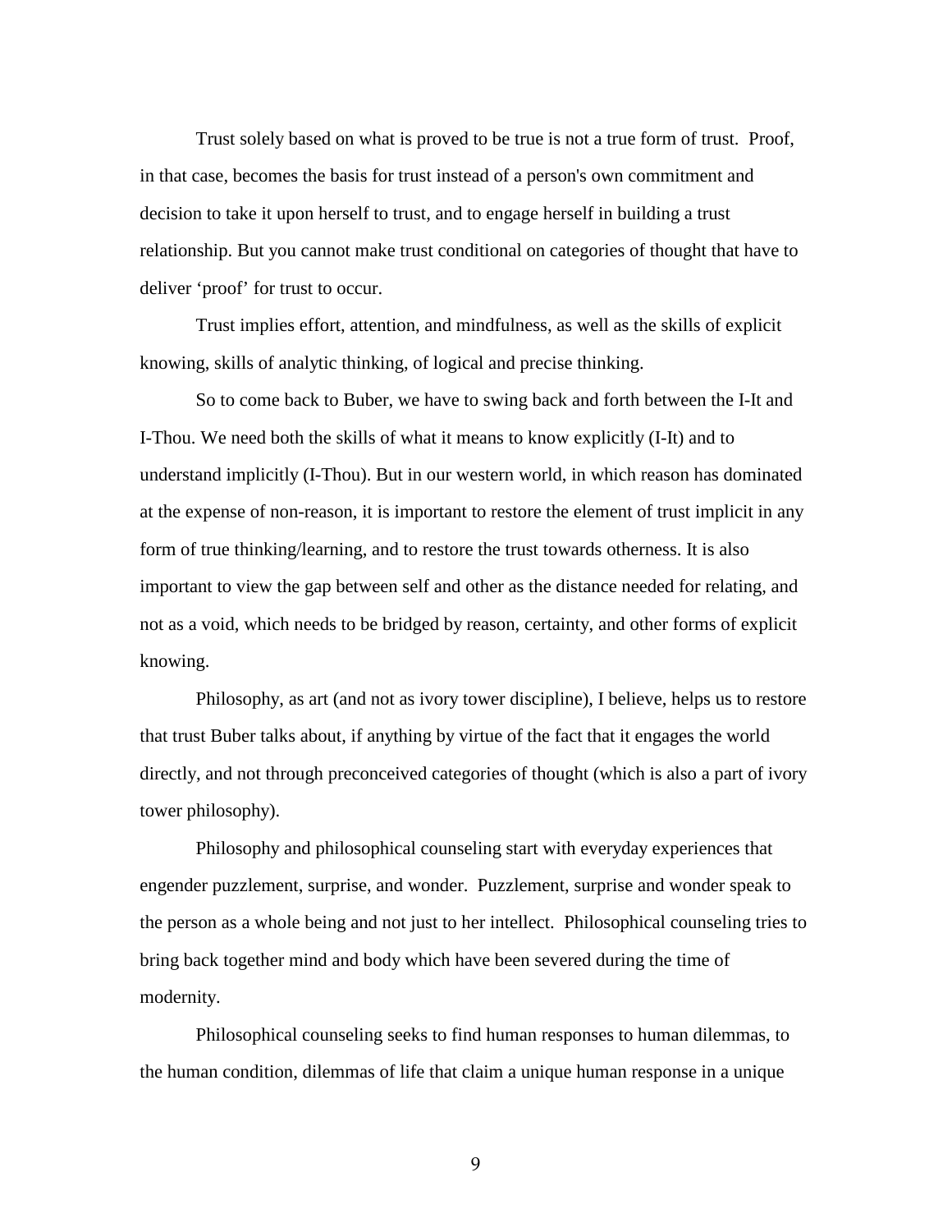Trust solely based on what is proved to be true is not a true form of trust. Proof, in that case, becomes the basis for trust instead of a person's own commitment and decision to take it upon herself to trust, and to engage herself in building a trust relationship. But you cannot make trust conditional on categories of thought that have to deliver 'proof' for trust to occur.

Trust implies effort, attention, and mindfulness, as well as the skills of explicit knowing, skills of analytic thinking, of logical and precise thinking.

So to come back to Buber, we have to swing back and forth between the I-It and I-Thou. We need both the skills of what it means to know explicitly (I-It) and to understand implicitly (I-Thou). But in our western world, in which reason has dominated at the expense of non-reason, it is important to restore the element of trust implicit in any form of true thinking/learning, and to restore the trust towards otherness. It is also important to view the gap between self and other as the distance needed for relating, and not as a void, which needs to be bridged by reason, certainty, and other forms of explicit knowing.

Philosophy, as art (and not as ivory tower discipline), I believe, helps us to restore that trust Buber talks about, if anything by virtue of the fact that it engages the world directly, and not through preconceived categories of thought (which is also a part of ivory tower philosophy).

Philosophy and philosophical counseling start with everyday experiences that engender puzzlement, surprise, and wonder. Puzzlement, surprise and wonder speak to the person as a whole being and not just to her intellect. Philosophical counseling tries to bring back together mind and body which have been severed during the time of modernity.

Philosophical counseling seeks to find human responses to human dilemmas, to the human condition, dilemmas of life that claim a unique human response in a unique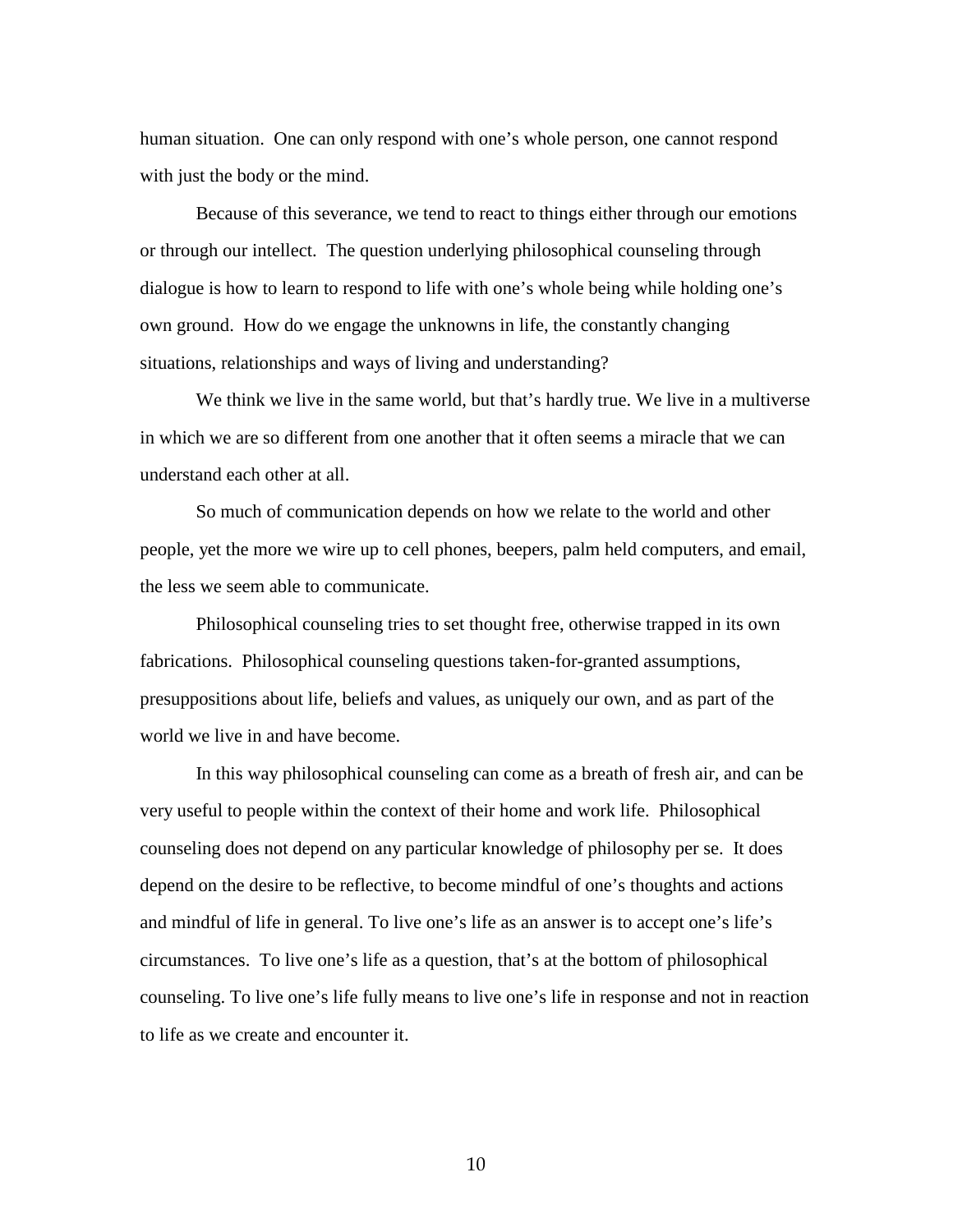human situation. One can only respond with one's whole person, one cannot respond with just the body or the mind.

Because of this severance, we tend to react to things either through our emotions or through our intellect. The question underlying philosophical counseling through dialogue is how to learn to respond to life with one's whole being while holding one's own ground. How do we engage the unknowns in life, the constantly changing situations, relationships and ways of living and understanding?

We think we live in the same world, but that's hardly true. We live in a multiverse in which we are so different from one another that it often seems a miracle that we can understand each other at all.

So much of communication depends on how we relate to the world and other people, yet the more we wire up to cell phones, beepers, palm held computers, and email, the less we seem able to communicate.

Philosophical counseling tries to set thought free, otherwise trapped in its own fabrications. Philosophical counseling questions taken-for-granted assumptions, presuppositions about life, beliefs and values, as uniquely our own, and as part of the world we live in and have become.

In this way philosophical counseling can come as a breath of fresh air, and can be very useful to people within the context of their home and work life. Philosophical counseling does not depend on any particular knowledge of philosophy per se. It does depend on the desire to be reflective, to become mindful of one's thoughts and actions and mindful of life in general. To live one's life as an answer is to accept one's life's circumstances. To live one's life as a question, that's at the bottom of philosophical counseling. To live one's life fully means to live one's life in response and not in reaction to life as we create and encounter it.